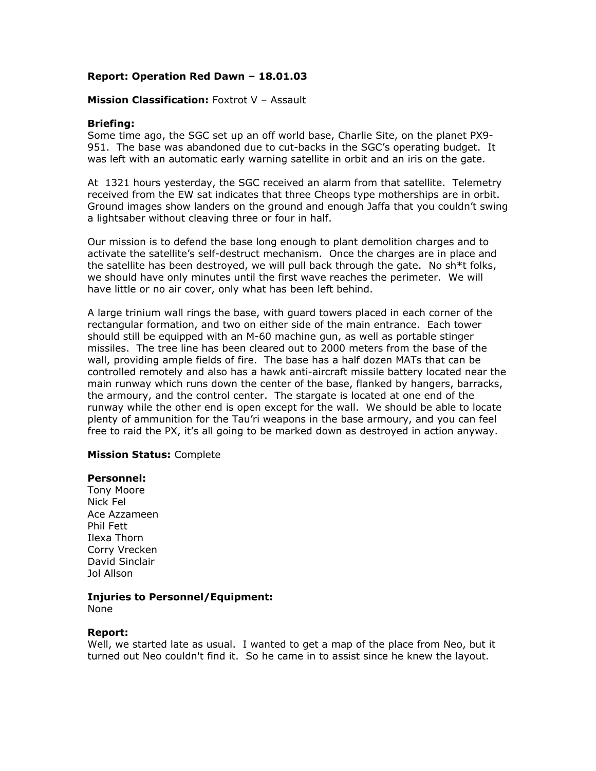**Report: Operation Red Dawn – 18.01.03**

**Mission Classification:** Foxtrot V – Assault

**Briefing:**
Some time ago, the SGC set up an off world base, Charlie Site, on the planet PX9-951. The base was abandoned due to cut-backs in the SGC's operating budget. It was left with an automatic early warning satellite in orbit and an iris on the gate.

At 1321 hours yesterday, the SGC received an alarm from that satellite. Telemetry received from the EW sat indicates that three Cheops type motherships are in orbit. Ground images show landers on the ground and enough Jaffa that you couldn't swing a lightsaber without cleaving three or four in half.

Our mission is to defend the base long enough to plant demolition charges and to activate the satellite's self-destruct mechanism. Once the charges are in place and the satellite has been destroyed, we will pull back through the gate. No sh*t folks, we should have only minutes until the first wave reaches the perimeter. We will have little or no air cover, only what has been left behind.

A large trinium wall rings the base, with guard towers placed in each corner of the rectangular formation, and two on either side of the main entrance. Each tower should still be equipped with an M-60 machine gun, as well as portable stinger missiles. The tree line has been cleared out to 2000 meters from the base of the wall, providing ample fields of fire. The base has a half dozen MATs that can be controlled remotely and also has a hawk anti-aircraft missile battery located near the main runway which runs down the center of the base, flanked by hangers, barracks, the armoury, and the control center. The stargate is located at one end of the runway while the other end is open except for the wall. We should be able to locate plenty of ammunition for the Tau'ri weapons in the base armoury, and you can feel free to raid the PX, it's all going to be marked down as destroyed in action anyway.

**Mission Status:** Complete

**Personnel:**
Tony Moore
Nick Fel
Ace Azzameen
Phil Fett
Ilexa Thorn
Corry Vrecken
David Sinclair
Jol Allson

**Injuries to Personnel/Equipment:**
None

**Report:**
Well, we started late as usual. I wanted to get a map of the place from Neo, but it turned out Neo couldn't find it. So he came in to assist since he knew the layout.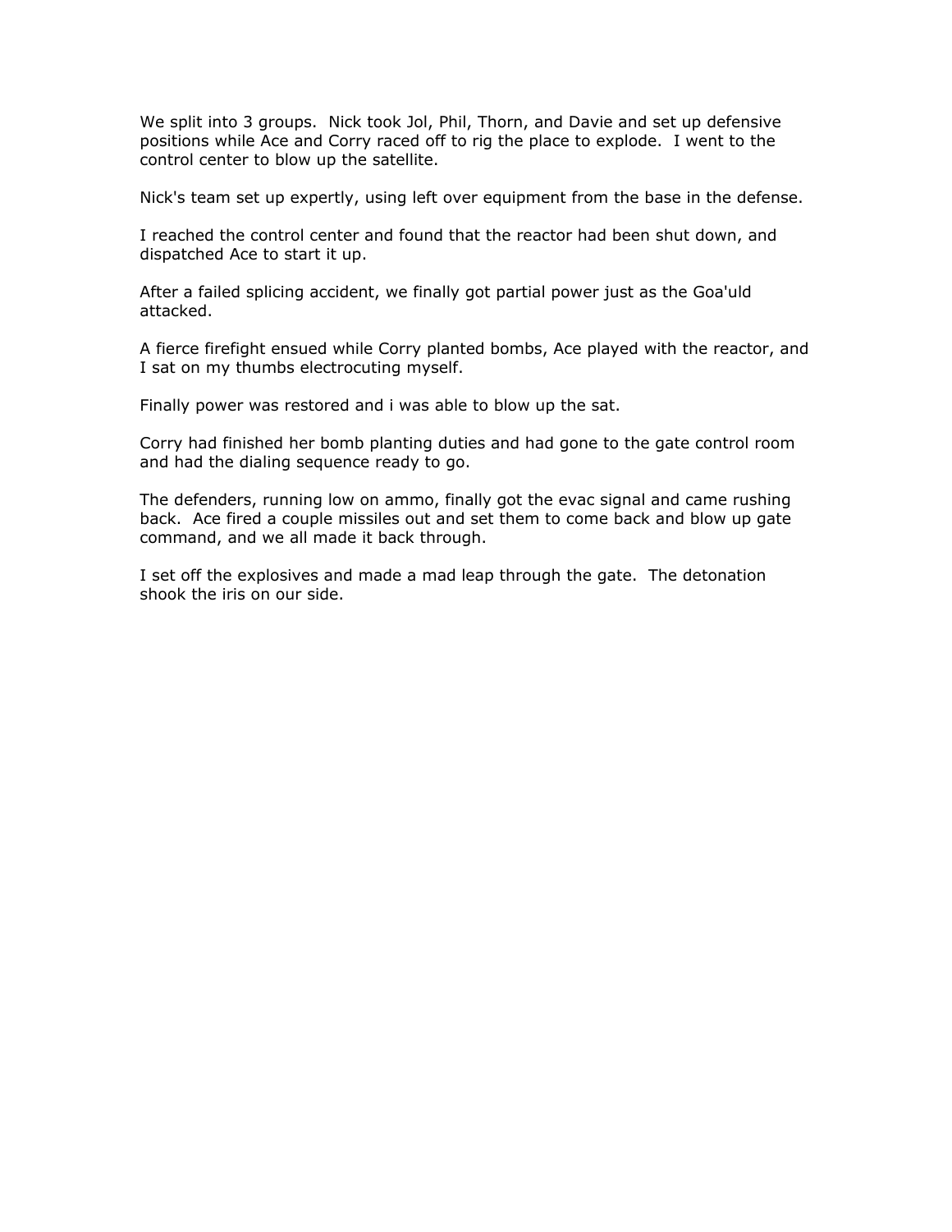We split into 3 groups. Nick took Jol, Phil, Thorn, and Davie and set up defensive positions while Ace and Corry raced off to rig the place to explode. I went to the control center to blow up the satellite.

Nick's team set up expertly, using left over equipment from the base in the defense.

I reached the control center and found that the reactor had been shut down, and dispatched Ace to start it up.

After a failed splicing accident, we finally got partial power just as the Goa'uld attacked.

A fierce firefight ensued while Corry planted bombs, Ace played with the reactor, and I sat on my thumbs electrocuting myself.

Finally power was restored and i was able to blow up the sat.

Corry had finished her bomb planting duties and had gone to the gate control room and had the dialing sequence ready to go.

The defenders, running low on ammo, finally got the evac signal and came rushing back. Ace fired a couple missiles out and set them to come back and blow up gate command, and we all made it back through.

I set off the explosives and made a mad leap through the gate. The detonation shook the iris on our side.